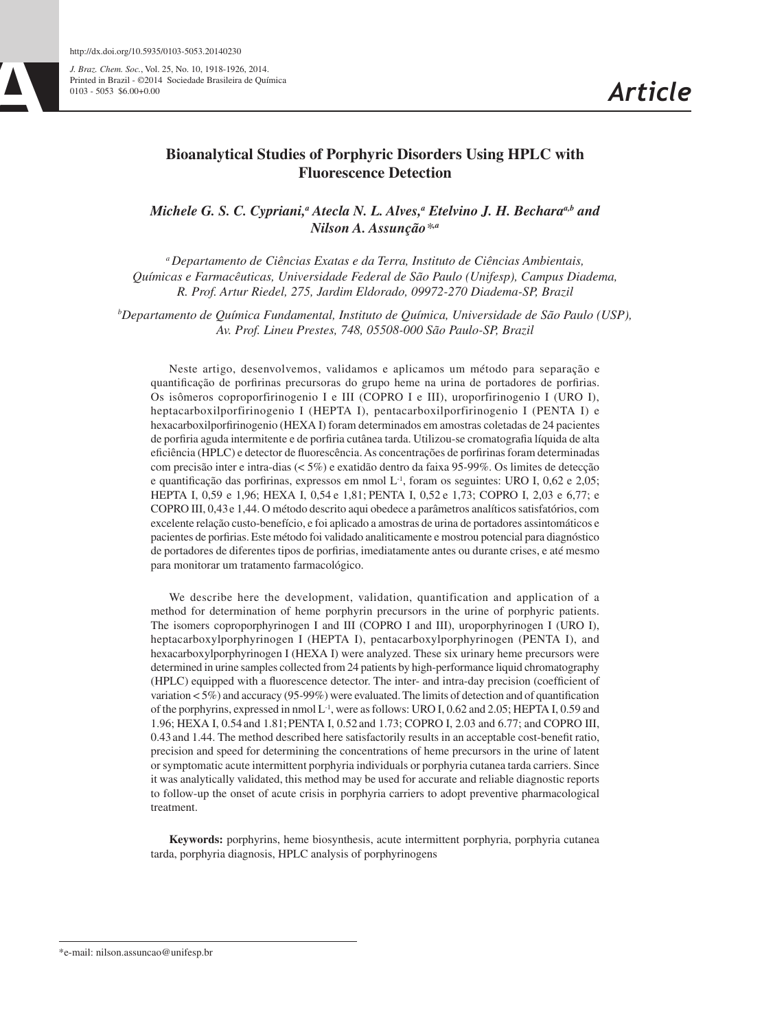# Bioanalytical Studies of Porphyric Disorders Using HPLC with Fluorescence Detection

*Michele G. S. C. Cypriani,[a] Atecla N. L. Alves,[a] Etelvino J. H. Bechara[a,b] and Nilson A. Assunção*[,a]*

*[a] Departamento de Ciências Exatas e da Terra, Instituto de Ciências Ambientais, Químicas e Farmacêuticas, Universidade Federal de São Paulo (Unifesp), Campus Diadema, R. Prof. Artur Riedel, 275, Jardim Eldorado, 09972-270 Diadema-SP, Brazil*

*[b] Departamento de Química Fundamental, Instituto de Química, Universidade de São Paulo (USP), Av. Prof. Lineu Prestes, 748, 05508-000 São Paulo-SP, Brazil*

Neste artigo, desenvolvemos, validamos e aplicamos um método para separação e quantificação de porfirinas precursoras do grupo heme na urina de portadores de porfirias. Os isômeros coproporfirinogenio I e III (COPRO I e III), uroporfirinogenio I (URO I), heptacarboxilporfirinogenio I (HEPTA I), pentacarboxilporfirinogenio I (PENTA I) e hexacarboxilporfirinogenio (HEXA I) foram determinados em amostras coletadas de 24 pacientes de porfiria aguda intermitente e de porfiria cutânea tarda. Utilizou-se cromatografia líquida de alta eficiência (HPLC) e detector de fluorescência. As concentrações de porfirinas foram determinadas com precisão inter e intra-dias (< 5%) e exatidão dentro da faixa 95-99%. Os limites de detecção e quantificação das porfirinas, expressos em nmol $L^{-1}$, foram os seguintes: URO I, 0,62 e 2,05; HEPTA I, 0,59 e 1,96; HEXA I, 0,54 e 1,81; PENTA I, 0,52 e 1,73; COPRO I, 2,03 e 6,77; e COPRO III, 0,43 e 1,44. O método descrito aqui obedece a parâmetros analíticos satisfatórios, com excelente relação custo-benefício, e foi aplicado a amostras de urina de portadores assintomáticos e pacientes de porfirias. Este método foi validado analiticamente e mostrou potencial para diagnóstico de portadores de diferentes tipos de porfirias, imediatamente antes ou durante crises, e até mesmo para monitorar um tratamento farmacológico.

We describe here the development, validation, quantification and application of a method for determination of heme porphyrin precursors in the urine of porphyric patients. The isomers coproporphyrinogen I and III (COPRO I and III), uroporphyrinogen I (URO I), heptacarboxylporphyrinogen I (HEPTA I), pentacarboxylporphyrinogen (PENTA I), and hexacarboxylporphyrinogen I (HEXA I) were analyzed. These six urinary heme precursors were determined in urine samples collected from 24 patients by high-performance liquid chromatography (HPLC) equipped with a fluorescence detector. The inter- and intra-day precision (coefficient of variation < 5%) and accuracy (95-99%) were evaluated. The limits of detection and of quantification of the porphyrins, expressed in nmol $L^{-1}$, were as follows: URO I, 0.62 and 2.05; HEPTA I, 0.59 and 1.96; HEXA I, 0.54 and 1.81; PENTA I, 0.52 and 1.73; COPRO I, 2.03 and 6.77; and COPRO III, 0.43 and 1.44. The method described here satisfactorily results in an acceptable cost-benefit ratio, precision and speed for determining the concentrations of heme precursors in the urine of latent or symptomatic acute intermittent porphyria individuals or porphyria cutanea tarda carriers. Since it was analytically validated, this method may be used for accurate and reliable diagnostic reports to follow-up the onset of acute crisis in porphyria carriers to adopt preventive pharmacological treatment.

**Keywords:** porphyrins, heme biosynthesis, acute intermittent porphyria, porphyria cutanea tarda, porphyria diagnosis, HPLC analysis of porphyrinogens

*e-mail: nilson.assuncao@unifesp.br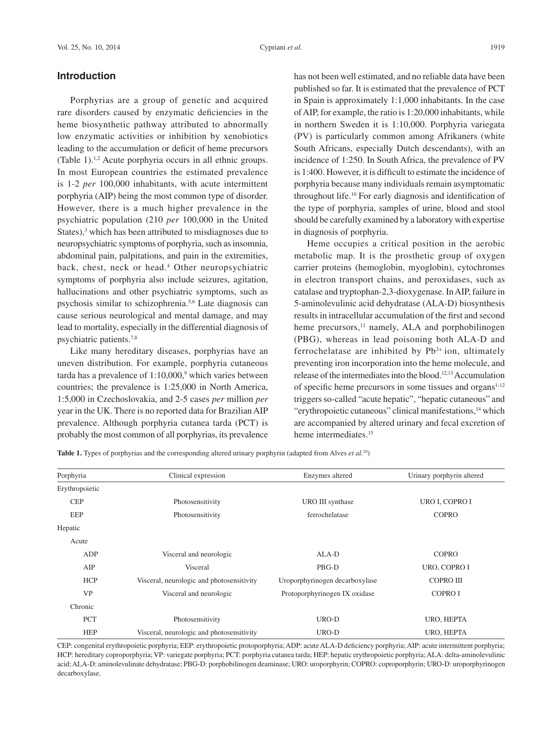## Introduction

Porphyrias are a group of genetic and acquired rare disorders caused by enzymatic deficiencies in the heme biosynthetic pathway attributed to abnormally low enzymatic activities or inhibition by xenobiotics leading to the accumulation or deficit of heme precursors (Table 1).[1,2] Acute porphyria occurs in all ethnic groups. In most European countries the estimated prevalence is 1-2 *per* 100,000 inhabitants, with acute intermittent porphyria (AIP) being the most common type of disorder. However, there is a much higher prevalence in the psychiatric population (210 *per* 100,000 in the United States),[3] which has been attributed to misdiagnoses due to neuropsychiatric symptoms of porphyria, such as insomnia, abdominal pain, palpitations, and pain in the extremities, back, chest, neck or head.[4] Other neuropsychiatric symptoms of porphyria also include seizures, agitation, hallucinations and other psychiatric symptoms, such as psychosis similar to schizophrenia.[5,6] Late diagnosis can cause serious neurological and mental damage, and may lead to mortality, especially in the differential diagnosis of psychiatric patients.[7,8]

Like many hereditary diseases, porphyrias have an uneven distribution. For example, porphyria cutaneous tarda has a prevalence of 1:10,000,[9] which varies between countries; the prevalence is 1:25,000 in North America, 1:5,000 in Czechoslovakia, and 2-5 cases *per* million *per* year in the UK. There is no reported data for Brazilian AIP prevalence. Although porphyria cutanea tarda (PCT) is probably the most common of all porphyrias, its prevalence has not been well estimated, and no reliable data have been published so far. It is estimated that the prevalence of PCT in Spain is approximately 1:1,000 inhabitants. In the case of AIP, for example, the ratio is 1:20,000 inhabitants, while in northern Sweden it is 1:10,000. Porphyria variegata (PV) is particularly common among Afrikaners (white South Africans, especially Dutch descendants), with an incidence of 1:250. In South Africa, the prevalence of PV is 1:400. However, it is difficult to estimate the incidence of porphyria because many individuals remain asymptomatic throughout life.[10] For early diagnosis and identification of the type of porphyria, samples of urine, blood and stool should be carefully examined by a laboratory with expertise in diagnosis of porphyria.

Heme occupies a critical position in the aerobic metabolic map. It is the prosthetic group of oxygen carrier proteins (hemoglobin, myoglobin), cytochromes in electron transport chains, and peroxidases, such as catalase and tryptophan-2,3-dioxygenase. In AIP, failure in 5-aminolevulinic acid dehydratase (ALA-D) biosynthesis results in intracellular accumulation of the first and second heme precursors,[11] namely, ALA and porphobilinogen (PBG), whereas in lead poisoning both ALA-D and ferrochelatase are inhibited by $Pb^{2+}$ ion, ultimately preventing iron incorporation into the heme molecule, and release of the intermediates into the blood.[12,13] Accumulation of specific heme precursors in some tissues and organs[1-12] triggers so-called "acute hepatic", "hepatic cutaneous" and "erythropoietic cutaneous" clinical manifestations,[14] which are accompanied by altered urinary and fecal excretion of heme intermediates.[15]

**Table 1.** Types of porphyrias and the corresponding altered urinary porphyrin (adapted from Alves *et al.*[20])

| Porphyria | Clinical expression | Enzymes altered | Urinary porphyrin altered |
|---|---|---|---|
| Erythropoietic | | | |
| CEP | Photosensitivity | URO III synthase | URO I, COPRO I |
| EEP | Photosensitivity | ferrochelatase | COPRO |
| Hepatic | | | |
| Acute | | | |
| ADP | Visceral and neurologic | ALA-D | COPRO |
| AIP | Visceral | PBG-D | URO, COPRO I |
| HCP | Visceral, neurologic and photosensitivity | Uroporphyrinogen decarboxylase | COPRO III |
| VP | Visceral and neurologic | Protoporphyrinogen IX oxidase | COPRO I |
| Chronic | | | |
| PCT | Photosensitivity | URO-D | URO, HEPTA |
| HEP | Visceral, neurologic and photosensitivity | URO-D | URO, HEPTA |

CEP: congenital erythropoietic porphyria; EEP: erythropoietic protoporphyria; ADP: acute ALA-D deficiency porphyria; AIP: acute intermittent porphyria; HCP: hereditary coproporphyria; VP: variegate porphyria; PCT: porphyria cutanea tarda; HEP: hepatic erythropoietic porphyria; ALA: delta-aminolevulinic acid; ALA-D: aminolevulinate dehydratase; PBG-D: porphobilinogen deaminase; URO: uroporphyrin; COPRO: coproporphyrin; URO-D: uroporphyrinogen decarboxylase.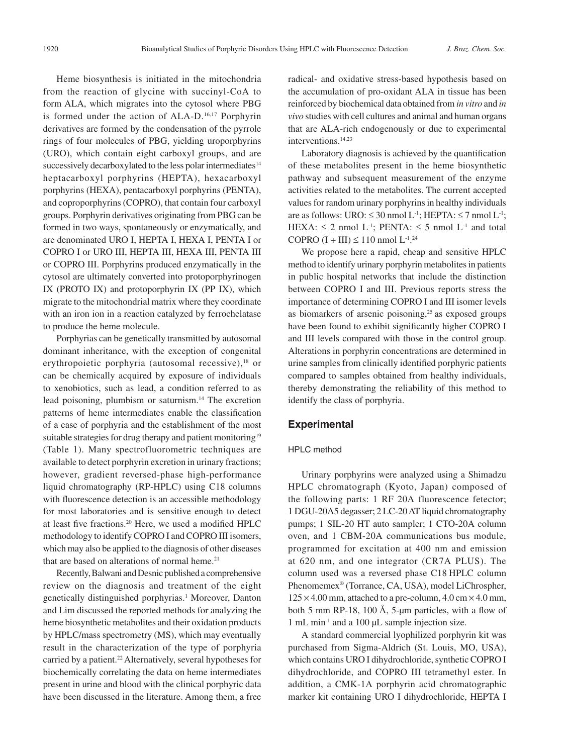Heme biosynthesis is initiated in the mitochondria from the reaction of glycine with succinyl-CoA to form ALA, which migrates into the cytosol where PBG is formed under the action of ALA-D.[16,17] Porphyrin derivatives are formed by the condensation of the pyrrole rings of four molecules of PBG, yielding uroporphyrins (URO), which contain eight carboxyl groups, and are successively decarboxylated to the less polar intermediates[14] heptacarboxyl porphyrins (HEPTA), hexacarboxyl porphyrins (HEXA), pentacarboxyl porphyrins (PENTA), and coproporphyrins (COPRO), that contain four carboxyl groups. Porphyrin derivatives originating from PBG can be formed in two ways, spontaneously or enzymatically, and are denominated URO I, HEPTA I, HEXA I, PENTA I or COPRO I or URO III, HEPTA III, HEXA III, PENTA III or COPRO III. Porphyrins produced enzymatically in the cytosol are ultimately converted into protoporphyrinogen IX (PROTO IX) and protoporphyrin IX (PP IX), which migrate to the mitochondrial matrix where they coordinate with an iron ion in a reaction catalyzed by ferrochelatase to produce the heme molecule.

Porphyrias can be genetically transmitted by autosomal dominant inheritance, with the exception of congenital erythropoietic porphyria (autosomal recessive),[18] or can be chemically acquired by exposure of individuals to xenobiotics, such as lead, a condition referred to as lead poisoning, plumbism or saturnism.[14] The excretion patterns of heme intermediates enable the classification of a case of porphyria and the establishment of the most suitable strategies for drug therapy and patient monitoring[19] (Table 1). Many spectrofluorometric techniques are available to detect porphyrin excretion in urinary fractions; however, gradient reversed-phase high-performance liquid chromatography (RP-HPLC) using C18 columns with fluorescence detection is an accessible methodology for most laboratories and is sensitive enough to detect at least five fractions.[20] Here, we used a modified HPLC methodology to identify COPRO I and COPRO III isomers, which may also be applied to the diagnosis of other diseases that are based on alterations of normal heme.[21]

Recently, Balwani and Desnic published a comprehensive review on the diagnosis and treatment of the eight genetically distinguished porphyrias.[1] Moreover, Danton and Lim discussed the reported methods for analyzing the heme biosynthetic metabolites and their oxidation products by HPLC/mass spectrometry (MS), which may eventually result in the characterization of the type of porphyria carried by a patient.[22] Alternatively, several hypotheses for biochemically correlating the data on heme intermediates present in urine and blood with the clinical porphyric data have been discussed in the literature. Among them, a free radical- and oxidative stress-based hypothesis based on the accumulation of pro-oxidant ALA in tissue has been reinforced by biochemical data obtained from *in vitro* and *in vivo* studies with cell cultures and animal and human organs that are ALA-rich endogenously or due to experimental interventions.[14,23]

Laboratory diagnosis is achieved by the quantification of these metabolites present in the heme biosynthetic pathway and subsequent measurement of the enzyme activities related to the metabolites. The current accepted values for random urinary porphyrins in healthy individuals are as follows: URO: $\leq$ 30 nmol $L^{-1}$; HEPTA: $\leq$ 7 nmol $L^{-1}$; HEXA: $\leq$ 2 nmol $L^{-1}$; PENTA: $\leq$ 5 nmol $L^{-1}$ and total COPRO (I + III) $\leq$ 110 nmol $L^{-1}$.[24]

We propose here a rapid, cheap and sensitive HPLC method to identify urinary porphyrin metabolites in patients in public hospital networks that include the distinction between COPRO I and III. Previous reports stress the importance of determining COPRO I and III isomer levels as biomarkers of arsenic poisoning,[25] as exposed groups have been found to exhibit significantly higher COPRO I and III levels compared with those in the control group. Alterations in porphyrin concentrations are determined in urine samples from clinically identified porphyric patients compared to samples obtained from healthy individuals, thereby demonstrating the reliability of this method to identify the class of porphyria.

## Experimental

### HPLC method

Urinary porphyrins were analyzed using a Shimadzu HPLC chromatograph (Kyoto, Japan) composed of the following parts: 1 RF 20A fluorescence fetector; 1 DGU-20A5 degasser; 2 LC-20 AT liquid chromatography pumps; 1 SIL-20 HT auto sampler; 1 CTO-20A column oven, and 1 CBM-20A communications bus module, programmed for excitation at 400 nm and emission at 620 nm, and one integrator (CR7A PLUS). The column used was a reversed phase C18 HPLC column Phenomemex® (Torrance, CA, USA), model LiChrospher, 125 × 4.00 mm, attached to a pre-column, 4.0 cm × 4.0 mm, both 5 mm RP-18, 100 Å, 5-µm particles, with a flow of 1 mL $min^{-1}$ and a 100 µL sample injection size.

A standard commercial lyophilized porphyrin kit was purchased from Sigma-Aldrich (St. Louis, MO, USA), which contains URO I dihydrochloride, synthetic COPRO I dihydrochloride, and COPRO III tetramethyl ester. In addition, a CMK-1A porphyrin acid chromatographic marker kit containing URO I dihydrochloride, HEPTA I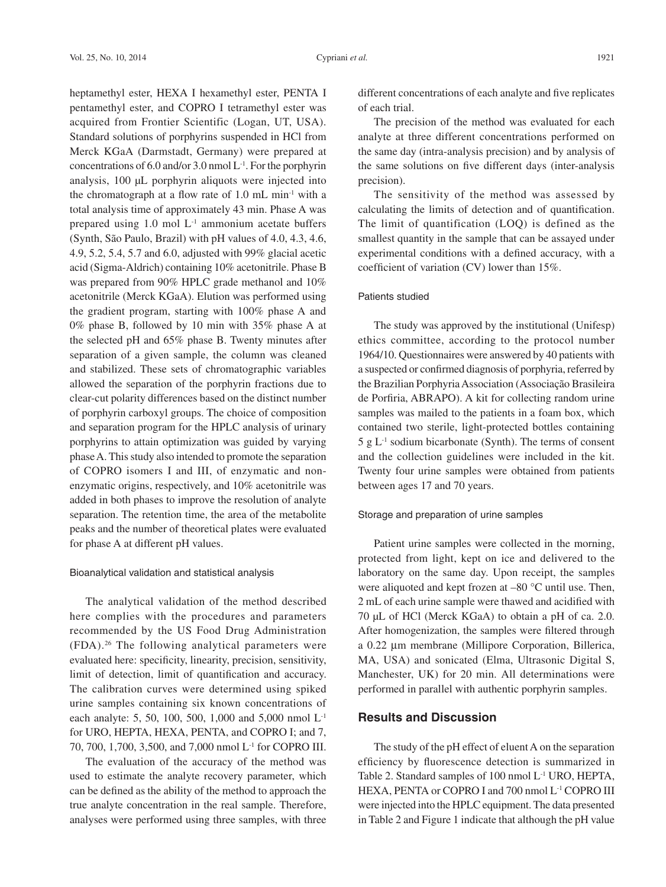heptamethyl ester, HEXA I hexamethyl ester, PENTA I pentamethyl ester, and COPRO I tetramethyl ester was acquired from Frontier Scientific (Logan, UT, USA). Standard solutions of porphyrins suspended in HCl from Merck KGaA (Darmstadt, Germany) were prepared at concentrations of 6.0 and/or 3.0 nmol $L^{-1}$. For the porphyrin analysis, 100 µL porphyrin aliquots were injected into the chromatograph at a flow rate of 1.0 mL $min^{-1}$ with a total analysis time of approximately 43 min. Phase A was prepared using 1.0 mol $L^{-1}$ ammonium acetate buffers (Synth, São Paulo, Brazil) with pH values of 4.0, 4.3, 4.6, 4.9, 5.2, 5.4, 5.7 and 6.0, adjusted with 99% glacial acetic acid (Sigma-Aldrich) containing 10% acetonitrile. Phase B was prepared from 90% HPLC grade methanol and 10% acetonitrile (Merck KGaA). Elution was performed using the gradient program, starting with 100% phase A and 0% phase B, followed by 10 min with 35% phase A at the selected pH and 65% phase B. Twenty minutes after separation of a given sample, the column was cleaned and stabilized. These sets of chromatographic variables allowed the separation of the porphyrin fractions due to clear-cut polarity differences based on the distinct number of porphyrin carboxyl groups. The choice of composition and separation program for the HPLC analysis of urinary porphyrins to attain optimization was guided by varying phase A. This study also intended to promote the separation of COPRO isomers I and III, of enzymatic and non-enzymatic origins, respectively, and 10% acetonitrile was added in both phases to improve the resolution of analyte separation. The retention time, the area of the metabolite peaks and the number of theoretical plates were evaluated for phase A at different pH values.

### Bioanalytical validation and statistical analysis

The analytical validation of the method described here complies with the procedures and parameters recommended by the US Food Drug Administration (FDA).[26] The following analytical parameters were evaluated here: specificity, linearity, precision, sensitivity, limit of detection, limit of quantification and accuracy. The calibration curves were determined using spiked urine samples containing six known concentrations of each analyte: 5, 50, 100, 500, 1,000 and 5,000 nmol $L^{-1}$ for URO, HEPTA, HEXA, PENTA, and COPRO I; and 7, 70, 700, 1,700, 3,500, and 7,000 nmol $L^{-1}$ for COPRO III.

The evaluation of the accuracy of the method was used to estimate the analyte recovery parameter, which can be defined as the ability of the method to approach the true analyte concentration in the real sample. Therefore, analyses were performed using three samples, with three different concentrations of each analyte and five replicates of each trial.

The precision of the method was evaluated for each analyte at three different concentrations performed on the same day (intra-analysis precision) and by analysis of the same solutions on five different days (inter-analysis precision).

The sensitivity of the method was assessed by calculating the limits of detection and of quantification. The limit of quantification (LOQ) is defined as the smallest quantity in the sample that can be assayed under experimental conditions with a defined accuracy, with a coefficient of variation (CV) lower than 15%.

### Patients studied

The study was approved by the institutional (Unifesp) ethics committee, according to the protocol number 1964/10. Questionnaires were answered by 40 patients with a suspected or confirmed diagnosis of porphyria, referred by the Brazilian Porphyria Association (Associação Brasileira de Porfiria, ABRAPO). A kit for collecting random urine samples was mailed to the patients in a foam box, which contained two sterile, light-protected bottles containing 5 g $L^{-1}$ sodium bicarbonate (Synth). The terms of consent and the collection guidelines were included in the kit. Twenty four urine samples were obtained from patients between ages 17 and 70 years.

### Storage and preparation of urine samples

Patient urine samples were collected in the morning, protected from light, kept on ice and delivered to the laboratory on the same day. Upon receipt, the samples were aliquoted and kept frozen at –80 °C until use. Then, 2 mL of each urine sample were thawed and acidified with 70 µL of HCl (Merck KGaA) to obtain a pH of ca. 2.0. After homogenization, the samples were filtered through a 0.22 µm membrane (Millipore Corporation, Billerica, MA, USA) and sonicated (Elma, Ultrasonic Digital S, Manchester, UK) for 20 min. All determinations were performed in parallel with authentic porphyrin samples.

## Results and Discussion

The study of the pH effect of eluent A on the separation efficiency by fluorescence detection is summarized in Table 2. Standard samples of 100 nmol $L^{-1}$ URO, HEPTA, HEXA, PENTA or COPRO I and 700 nmol $L^{-1}$ COPRO III were injected into the HPLC equipment. The data presented in Table 2 and Figure 1 indicate that although the pH value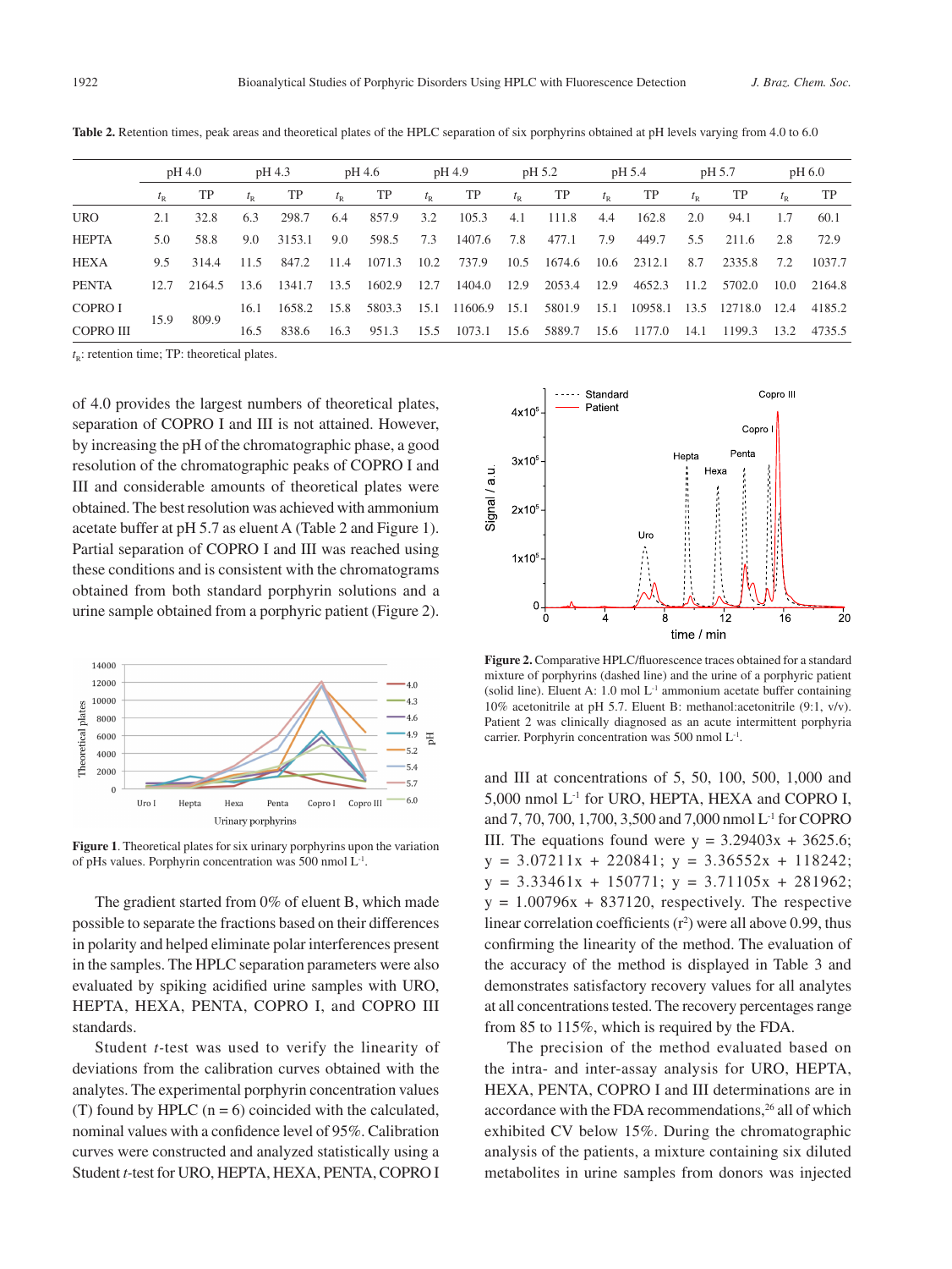**Table 2.** Retention times, peak areas and theoretical plates of the HPLC separation of six porphyrins obtained at pH levels varying from 4.0 to 6.0

| | pH 4.0 | | pH 4.3 | | pH 4.6 | | pH 4.9 | | pH 5.2 | | pH 5.4 | | pH 5.7 | | pH 6.0 | |
|---|---|---|---|---|---|---|---|---|---|---|---|---|---|---|---|---|
| | $t_R$ | TP | $t_R$ | TP | $t_R$ | TP | $t_R$ | TP | $t_R$ | TP | $t_R$ | TP | $t_R$ | TP | $t_R$ | TP |
| URO | 2.1 | 32.8 | 6.3 | 298.7 | 6.4 | 857.9 | 3.2 | 105.3 | 4.1 | 111.8 | 4.4 | 162.8 | 2.0 | 94.1 | 1.7 | 60.1 |
| HEPTA | 5.0 | 58.8 | 9.0 | 3153.1 | 9.0 | 598.5 | 7.3 | 1407.6 | 7.8 | 477.1 | 7.9 | 449.7 | 5.5 | 211.6 | 2.8 | 72.9 |
| HEXA | 9.5 | 314.4 | 11.5 | 847.2 | 11.4 | 1071.3 | 10.2 | 737.9 | 10.5 | 1674.6 | 10.6 | 2312.1 | 8.7 | 2335.8 | 7.2 | 1037.7 |
| PENTA | 12.7 | 2164.5 | 13.6 | 1341.7 | 13.5 | 1602.9 | 12.7 | 1404.0 | 12.9 | 2053.4 | 12.9 | 4652.3 | 11.2 | 5702.0 | 10.0 | 2164.8 |
| COPRO I | 15.9 | 809.9 | 16.1 | 1658.2 | 15.8 | 5803.3 | 15.1 | 11606.9 | 15.1 | 5801.9 | 15.1 | 10958.1 | 13.5 | 12718.0 | 12.4 | 4185.2 |
| COPRO III | | | 16.5 | 838.6 | 16.3 | 951.3 | 15.5 | 1073.1 | 15.6 | 5889.7 | 15.6 | 1177.0 | 14.1 | 1199.3 | 13.2 | 4735.5 |

$t_R$: retention time; TP: theoretical plates.

of 4.0 provides the largest numbers of theoretical plates, separation of COPRO I and III is not attained. However, by increasing the pH of the chromatographic phase, a good resolution of the chromatographic peaks of COPRO I and III and considerable amounts of theoretical plates were obtained. The best resolution was achieved with ammonium acetate buffer at pH 5.7 as eluent A (Table 2 and Figure 1). Partial separation of COPRO I and III was reached using these conditions and is consistent with the chromatograms obtained from both standard porphyrin solutions and a urine sample obtained from a porphyric patient (Figure 2).

**Figure 1**. Theoretical plates for six urinary porphyrins upon the variation of pHs values. Porphyrin concentration was 500 nmol $L^{-1}$.

The gradient started from 0% of eluent B, which made possible to separate the fractions based on their differences in polarity and helped eliminate polar interferences present in the samples. The HPLC separation parameters were also evaluated by spiking acidified urine samples with URO, HEPTA, HEXA, PENTA, COPRO I, and COPRO III standards.

Student *t*-test was used to verify the linearity of deviations from the calibration curves obtained with the analytes. The experimental porphyrin concentration values (T) found by HPLC (n = 6) coincided with the calculated, nominal values with a confidence level of 95%. Calibration curves were constructed and analyzed statistically using a Student *t*-test for URO, HEPTA, HEXA, PENTA, COPRO I

**Figure 2.** Comparative HPLC/fluorescence traces obtained for a standard mixture of porphyrins (dashed line) and the urine of a porphyric patient (solid line). Eluent A: 1.0 mol $L^{-1}$ ammonium acetate buffer containing 10% acetonitrile at pH 5.7. Eluent B: methanol:acetonitrile (9:1, v/v). Patient 2 was clinically diagnosed as an acute intermittent porphyria carrier. Porphyrin concentration was 500 nmol $L^{-1}$.

and III at concentrations of 5, 50, 100, 500, 1,000 and 5,000 nmol $L^{-1}$ for URO, HEPTA, HEXA and COPRO I, and 7, 70, 700, 1,700, 3,500 and 7,000 nmol $L^{-1}$ for COPRO III. The equations found were $y = 3.29403x + 3625.6$; $y = 3.07211x + 220841$; $y = 3.36552x + 118242$; $y = 3.33461x + 150771$; $y = 3.71105x + 281962$; $y = 1.00796x + 837120$, respectively. The respective linear correlation coefficients ($r^2$) were all above 0.99, thus confirming the linearity of the method. The evaluation of the accuracy of the method is displayed in Table 3 and demonstrates satisfactory recovery values for all analytes at all concentrations tested. The recovery percentages range from 85 to 115%, which is required by the FDA.

The precision of the method evaluated based on the intra- and inter-assay analysis for URO, HEPTA, HEXA, PENTA, COPRO I and III determinations are in accordance with the FDA recommendations,[26] all of which exhibited CV below 15%. During the chromatographic analysis of the patients, a mixture containing six diluted metabolites in urine samples from donors was injected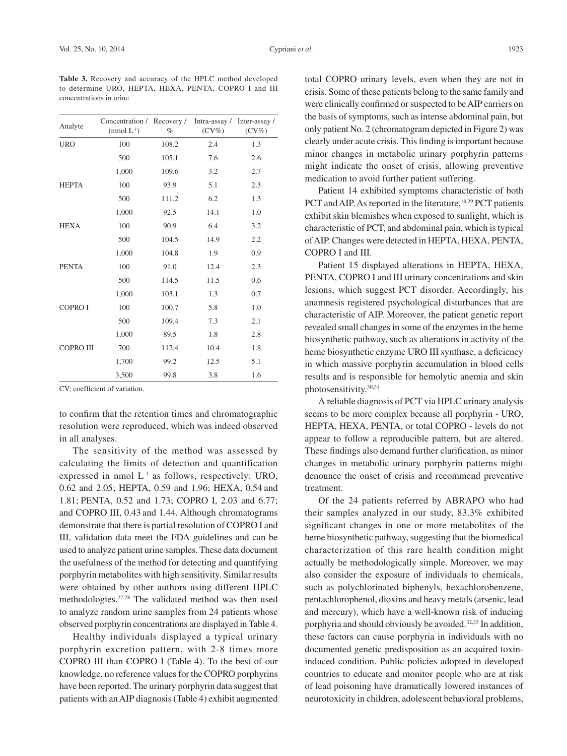**Table 3.** Recovery and accuracy of the HPLC method developed to determine URO, HEPTA, HEXA, PENTA, COPRO I and III concentrations in urine

| Analyte | Concentration / (nmol $L^{-1}$) | Recovery / % | Intra-assay / (CV%) | Inter-assay / (CV%) |
|---|---|---|---|---|
| URO | 100 | 108.2 | 2.4 | 1.3 |
| | 500 | 105.1 | 7.6 | 2.6 |
| | 1,000 | 109.6 | 3.2 | 2.7 |
| HEPTA | 100 | 93.9 | 5.1 | 2.3 |
| | 500 | 111.2 | 6.2 | 1.3 |
| | 1,000 | 92.5 | 14.1 | 1.0 |
| HEXA | 100 | 90.9 | 6.4 | 3.2 |
| | 500 | 104.5 | 14.9 | 2.2 |
| | 1,000 | 104.8 | 1.9 | 0.9 |
| PENTA | 100 | 91.0 | 12.4 | 2.3 |
| | 500 | 114.5 | 11.5 | 0.6 |
| | 1,000 | 103.1 | 1.3 | 0.7 |
| COPRO I | 100 | 100.7 | 5.8 | 1.0 |
| | 500 | 109.4 | 7.3 | 2.1 |
| | 1,000 | 89.5 | 1.8 | 2.8 |
| COPRO III | 700 | 112.4 | 10.4 | 1.8 |
| | 1,700 | 99.2 | 12.5 | 5.1 |
| | 3,500 | 99.8 | 3.8 | 1.6 |

CV: coefficient of variation.

to confirm that the retention times and chromatographic resolution were reproduced, which was indeed observed in all analyses.

The sensitivity of the method was assessed by calculating the limits of detection and quantification expressed in nmol $L^{-1}$ as follows, respectively: URO, 0.62 and 2.05; HEPTA, 0.59 and 1.96; HEXA, 0.54 and 1.81; PENTA, 0.52 and 1.73; COPRO I, 2.03 and 6.77; and COPRO III, 0.43 and 1.44. Although chromatograms demonstrate that there is partial resolution of COPRO I and III, validation data meet the FDA guidelines and can be used to analyze patient urine samples. These data document the usefulness of the method for detecting and quantifying porphyrin metabolites with high sensitivity. Similar results were obtained by other authors using different HPLC methodologies.[27,28] The validated method was then used to analyze random urine samples from 24 patients whose observed porphyrin concentrations are displayed in Table 4.

Healthy individuals displayed a typical urinary porphyrin excretion pattern, with 2-8 times more COPRO III than COPRO I (Table 4). To the best of our knowledge, no reference values for the COPRO porphyrins have been reported. The urinary porphyrin data suggest that patients with an AIP diagnosis (Table 4) exhibit augmented total COPRO urinary levels, even when they are not in crisis. Some of these patients belong to the same family and were clinically confirmed or suspected to be AIP carriers on the basis of symptoms, such as intense abdominal pain, but only patient No. 2 (chromatogram depicted in Figure 2) was clearly under acute crisis. This finding is important because minor changes in metabolic urinary porphyrin patterns might indicate the onset of crisis, allowing preventive medication to avoid further patient suffering.

Patient 14 exhibited symptoms characteristic of both PCT and AIP. As reported in the literature,[18,29] PCT patients exhibit skin blemishes when exposed to sunlight, which is characteristic of PCT, and abdominal pain, which is typical of AIP. Changes were detected in HEPTA, HEXA, PENTA, COPRO I and III.

Patient 15 displayed alterations in HEPTA, HEXA, PENTA, COPRO I and III urinary concentrations and skin lesions, which suggest PCT disorder. Accordingly, his anamnesis registered psychological disturbances that are characteristic of AIP. Moreover, the patient genetic report revealed small changes in some of the enzymes in the heme biosynthetic pathway, such as alterations in activity of the heme biosynthetic enzyme URO III synthase, a deficiency in which massive porphyrin accumulation in blood cells results and is responsible for hemolytic anemia and skin photosensitivity.[30,31]

A reliable diagnosis of PCT via HPLC urinary analysis seems to be more complex because all porphyrin - URO, HEPTA, HEXA, PENTA, or total COPRO - levels do not appear to follow a reproducible pattern, but are altered. These findings also demand further clarification, as minor changes in metabolic urinary porphyrin patterns might denounce the onset of crisis and recommend preventive treatment.

Of the 24 patients referred by ABRAPO who had their samples analyzed in our study, 83.3% exhibited significant changes in one or more metabolites of the heme biosynthetic pathway, suggesting that the biomedical characterization of this rare health condition might actually be methodologically simple. Moreover, we may also consider the exposure of individuals to chemicals, such as polychlorinated biphenyls, hexachlorobenzene, pentachlorophenol, dioxins and heavy metals (arsenic, lead and mercury), which have a well-known risk of inducing porphyria and should obviously be avoided.[32,33] In addition, these factors can cause porphyria in individuals with no documented genetic predisposition as an acquired toxin-induced condition. Public policies adopted in developed countries to educate and monitor people who are at risk of lead poisoning have dramatically lowered instances of neurotoxicity in children, adolescent behavioral problems,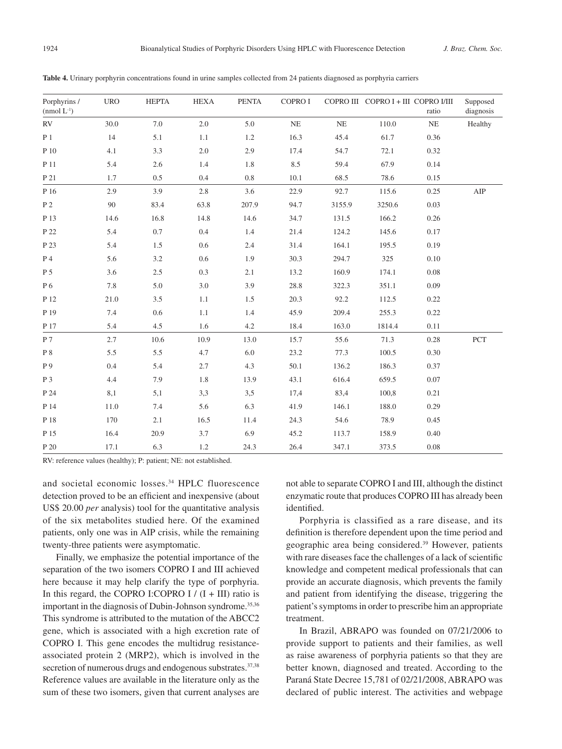**Table 4.** Urinary porphyrin concentrations found in urine samples collected from 24 patients diagnosed as porphyria carriers

| Porphyrins / (nmol L$^{-1}$) | URO | HEPTA | HEXA | PENTA | COPRO I | COPRO III | COPRO I + III | COPRO I/III ratio | Supposed diagnosis |
|---|---|---|---|---|---|---|---|---|---|
| RV | 30.0 | 7.0 | 2.0 | 5.0 | NE | NE | 110.0 | NE | Healthy |
| P 1 | 14 | 5.1 | 1.1 | 1.2 | 16.3 | 45.4 | 61.7 | 0.36 | |
| P 10 | 4.1 | 3.3 | 2.0 | 2.9 | 17.4 | 54.7 | 72.1 | 0.32 | |
| P 11 | 5.4 | 2.6 | 1.4 | 1.8 | 8.5 | 59.4 | 67.9 | 0.14 | |
| P 21 | 1.7 | 0.5 | 0.4 | 0.8 | 10.1 | 68.5 | 78.6 | 0.15 | |
| P 16 | 2.9 | 3.9 | 2.8 | 3.6 | 22.9 | 92.7 | 115.6 | 0.25 | AIP |
| P 2 | 90 | 83.4 | 63.8 | 207.9 | 94.7 | 3155.9 | 3250.6 | 0.03 | |
| P 13 | 14.6 | 16.8 | 14.8 | 14.6 | 34.7 | 131.5 | 166.2 | 0.26 | |
| P 22 | 5.4 | 0.7 | 0.4 | 1.4 | 21.4 | 124.2 | 145.6 | 0.17 | |
| P 23 | 5.4 | 1.5 | 0.6 | 2.4 | 31.4 | 164.1 | 195.5 | 0.19 | |
| P 4 | 5.6 | 3.2 | 0.6 | 1.9 | 30.3 | 294.7 | 325 | 0.10 | |
| P 5 | 3.6 | 2.5 | 0.3 | 2.1 | 13.2 | 160.9 | 174.1 | 0.08 | |
| P 6 | 7.8 | 5.0 | 3.0 | 3.9 | 28.8 | 322.3 | 351.1 | 0.09 | |
| P 12 | 21.0 | 3.5 | 1.1 | 1.5 | 20.3 | 92.2 | 112.5 | 0.22 | |
| P 19 | 7.4 | 0.6 | 1.1 | 1.4 | 45.9 | 209.4 | 255.3 | 0.22 | |
| P 17 | 5.4 | 4.5 | 1.6 | 4.2 | 18.4 | 163.0 | 1814.4 | 0.11 | |
| P 7 | 2.7 | 10.6 | 10.9 | 13.0 | 15.7 | 55.6 | 71.3 | 0.28 | PCT |
| P 8 | 5.5 | 5.5 | 4.7 | 6.0 | 23.2 | 77.3 | 100.5 | 0.30 | |
| P 9 | 0.4 | 5.4 | 2.7 | 4.3 | 50.1 | 136.2 | 186.3 | 0.37 | |
| P 3 | 4.4 | 7.9 | 1.8 | 13.9 | 43.1 | 616.4 | 659.5 | 0.07 | |
| P 24 | 8,1 | 5,1 | 3,3 | 3,5 | 17,4 | 83,4 | 100,8 | 0.21 | |
| P 14 | 11.0 | 7.4 | 5.6 | 6.3 | 41.9 | 146.1 | 188.0 | 0.29 | |
| P 18 | 170 | 2.1 | 16.5 | 11.4 | 24.3 | 54.6 | 78.9 | 0.45 | |
| P 15 | 16.4 | 20.9 | 3.7 | 6.9 | 45.2 | 113.7 | 158.9 | 0.40 | |
| P 20 | 17.1 | 6.3 | 1.2 | 24.3 | 26.4 | 347.1 | 373.5 | 0.08 | |

RV: reference values (healthy); P: patient; NE: not established.

and societal economic losses.[34] HPLC fluorescence detection proved to be an efficient and inexpensive (about US$ 20.00 *per* analysis) tool for the quantitative analysis of the six metabolites studied here. Of the examined patients, only one was in AIP crisis, while the remaining twenty-three patients were asymptomatic.

Finally, we emphasize the potential importance of the separation of the two isomers COPRO I and III achieved here because it may help clarify the type of porphyria. In this regard, the COPRO I:COPRO I / (I + III) ratio is important in the diagnosis of Dubin-Johnson syndrome.[35,36] This syndrome is attributed to the mutation of the ABCC2 gene, which is associated with a high excretion rate of COPRO I. This gene encodes the multidrug resistance-associated protein 2 (MRP2), which is involved in the secretion of numerous drugs and endogenous substrates.[37,38] Reference values are available in the literature only as the sum of these two isomers, given that current analyses are not able to separate COPRO I and III, although the distinct enzymatic route that produces COPRO III has already been identified.

Porphyria is classified as a rare disease, and its definition is therefore dependent upon the time period and geographic area being considered.[39] However, patients with rare diseases face the challenges of a lack of scientific knowledge and competent medical professionals that can provide an accurate diagnosis, which prevents the family and patient from identifying the disease, triggering the patient's symptoms in order to prescribe him an appropriate treatment.

In Brazil, ABRAPO was founded on 07/21/2006 to provide support to patients and their families, as well as raise awareness of porphyria patients so that they are better known, diagnosed and treated. According to the Paraná State Decree 15,781 of 02/21/2008, ABRAPO was declared of public interest. The activities and webpage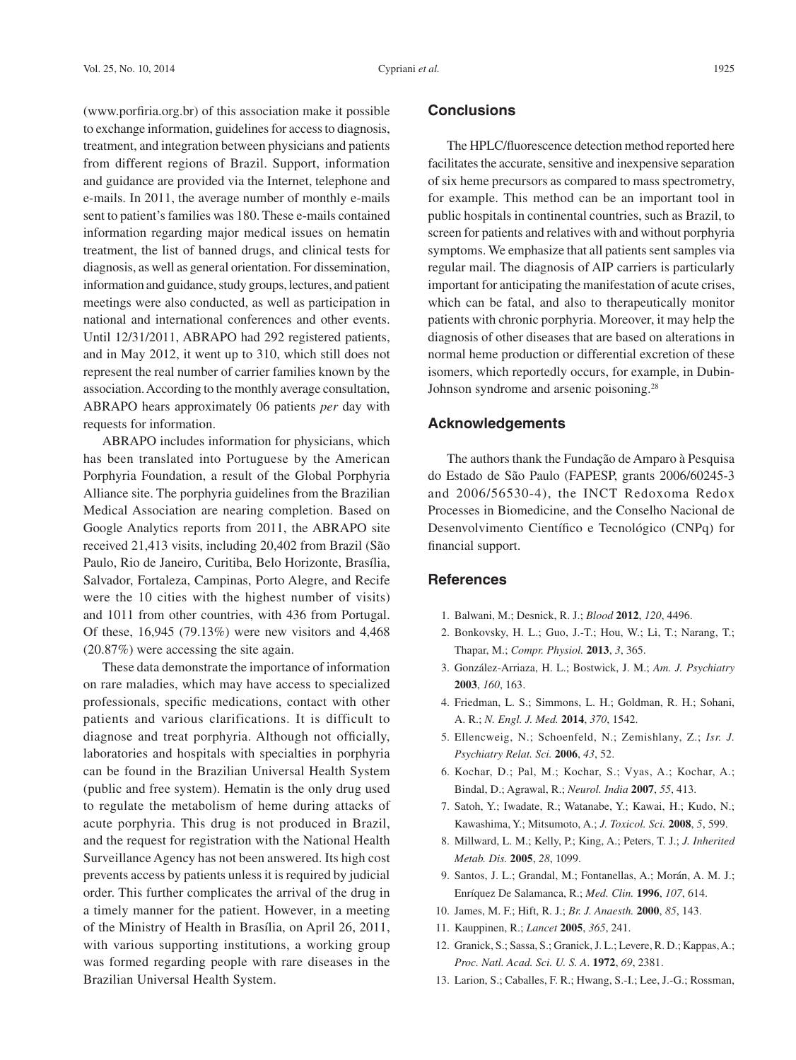(www.porfiria.org.br) of this association make it possible to exchange information, guidelines for access to diagnosis, treatment, and integration between physicians and patients from different regions of Brazil. Support, information and guidance are provided via the Internet, telephone and e-mails. In 2011, the average number of monthly e-mails sent to patient's families was 180. These e-mails contained information regarding major medical issues on hematin treatment, the list of banned drugs, and clinical tests for diagnosis, as well as general orientation. For dissemination, information and guidance, study groups, lectures, and patient meetings were also conducted, as well as participation in national and international conferences and other events. Until 12/31/2011, ABRAPO had 292 registered patients, and in May 2012, it went up to 310, which still does not represent the real number of carrier families known by the association. According to the monthly average consultation, ABRAPO hears approximately 06 patients *per* day with requests for information.

ABRAPO includes information for physicians, which has been translated into Portuguese by the American Porphyria Foundation, a result of the Global Porphyria Alliance site. The porphyria guidelines from the Brazilian Medical Association are nearing completion. Based on Google Analytics reports from 2011, the ABRAPO site received 21,413 visits, including 20,402 from Brazil (São Paulo, Rio de Janeiro, Curitiba, Belo Horizonte, Brasília, Salvador, Fortaleza, Campinas, Porto Alegre, and Recife were the 10 cities with the highest number of visits) and 1011 from other countries, with 436 from Portugal. Of these, 16,945 (79.13%) were new visitors and 4,468 (20.87%) were accessing the site again.

These data demonstrate the importance of information on rare maladies, which may have access to specialized professionals, specific medications, contact with other patients and various clarifications. It is difficult to diagnose and treat porphyria. Although not officially, laboratories and hospitals with specialties in porphyria can be found in the Brazilian Universal Health System (public and free system). Hematin is the only drug used to regulate the metabolism of heme during attacks of acute porphyria. This drug is not produced in Brazil, and the request for registration with the National Health Surveillance Agency has not been answered. Its high cost prevents access by patients unless it is required by judicial order. This further complicates the arrival of the drug in a timely manner for the patient. However, in a meeting of the Ministry of Health in Brasília, on April 26, 2011, with various supporting institutions, a working group was formed regarding people with rare diseases in the Brazilian Universal Health System.

## Conclusions

The HPLC/fluorescence detection method reported here facilitates the accurate, sensitive and inexpensive separation of six heme precursors as compared to mass spectrometry, for example. This method can be an important tool in public hospitals in continental countries, such as Brazil, to screen for patients and relatives with and without porphyria symptoms. We emphasize that all patients sent samples via regular mail. The diagnosis of AIP carriers is particularly important for anticipating the manifestation of acute crises, which can be fatal, and also to therapeutically monitor patients with chronic porphyria. Moreover, it may help the diagnosis of other diseases that are based on alterations in normal heme production or differential excretion of these isomers, which reportedly occurs, for example, in Dubin-Johnson syndrome and arsenic poisoning.[28]

## Acknowledgements

The authors thank the Fundação de Amparo à Pesquisa do Estado de São Paulo (FAPESP, grants 2006/60245-3 and 2006/56530-4), the INCT Redoxoma Redox Processes in Biomedicine, and the Conselho Nacional de Desenvolvimento Científico e Tecnológico (CNPq) for financial support.

## References

1. Balwani, M.; Desnick, R. J.; *Blood* **2012**, *120*, 4496.
2. Bonkovsky, H. L.; Guo, J.-T.; Hou, W.; Li, T.; Narang, T.; Thapar, M.; *Compr. Physiol.* **2013**, *3*, 365.
3. González-Arriaza, H. L.; Bostwick, J. M.; *Am. J. Psychiatry* **2003**, *160*, 163.
4. Friedman, L. S.; Simmons, L. H.; Goldman, R. H.; Sohani, A. R.; *N. Engl. J. Med.* **2014**, *370*, 1542.
5. Ellencweig, N.; Schoenfeld, N.; Zemishlany, Z.; *Isr. J. Psychiatry Relat. Sci.* **2006**, *43*, 52.
6. Kochar, D.; Pal, M.; Kochar, S.; Vyas, A.; Kochar, A.; Bindal, D.; Agrawal, R.; *Neurol. India* **2007**, *55*, 413.
7. Satoh, Y.; Iwadate, R.; Watanabe, Y.; Kawai, H.; Kudo, N.; Kawashima, Y.; Mitsumoto, A.; *J. Toxicol. Sci.* **2008**, *5*, 599.
8. Millward, L. M.; Kelly, P.; King, A.; Peters, T. J.; *J. Inherited Metab. Dis.* **2005**, *28*, 1099.
9. Santos, J. L.; Grandal, M.; Fontanellas, A.; Morán, A. M. J.; Enríquez De Salamanca, R.; *Med. Clin.* **1996**, *107*, 614.
10. James, M. F.; Hift, R. J.; *Br. J. Anaesth.* **2000**, *85*, 143.
11. Kauppinen, R.; *Lancet* **2005**, *365*, 241.
12. Granick, S.; Sassa, S.; Granick, J. L.; Levere, R. D.; Kappas, A.; *Proc. Natl. Acad. Sci. U. S. A.* **1972**, *69*, 2381.
13. Larion, S.; Caballes, F. R.; Hwang, S.-I.; Lee, J.-G.; Rossman,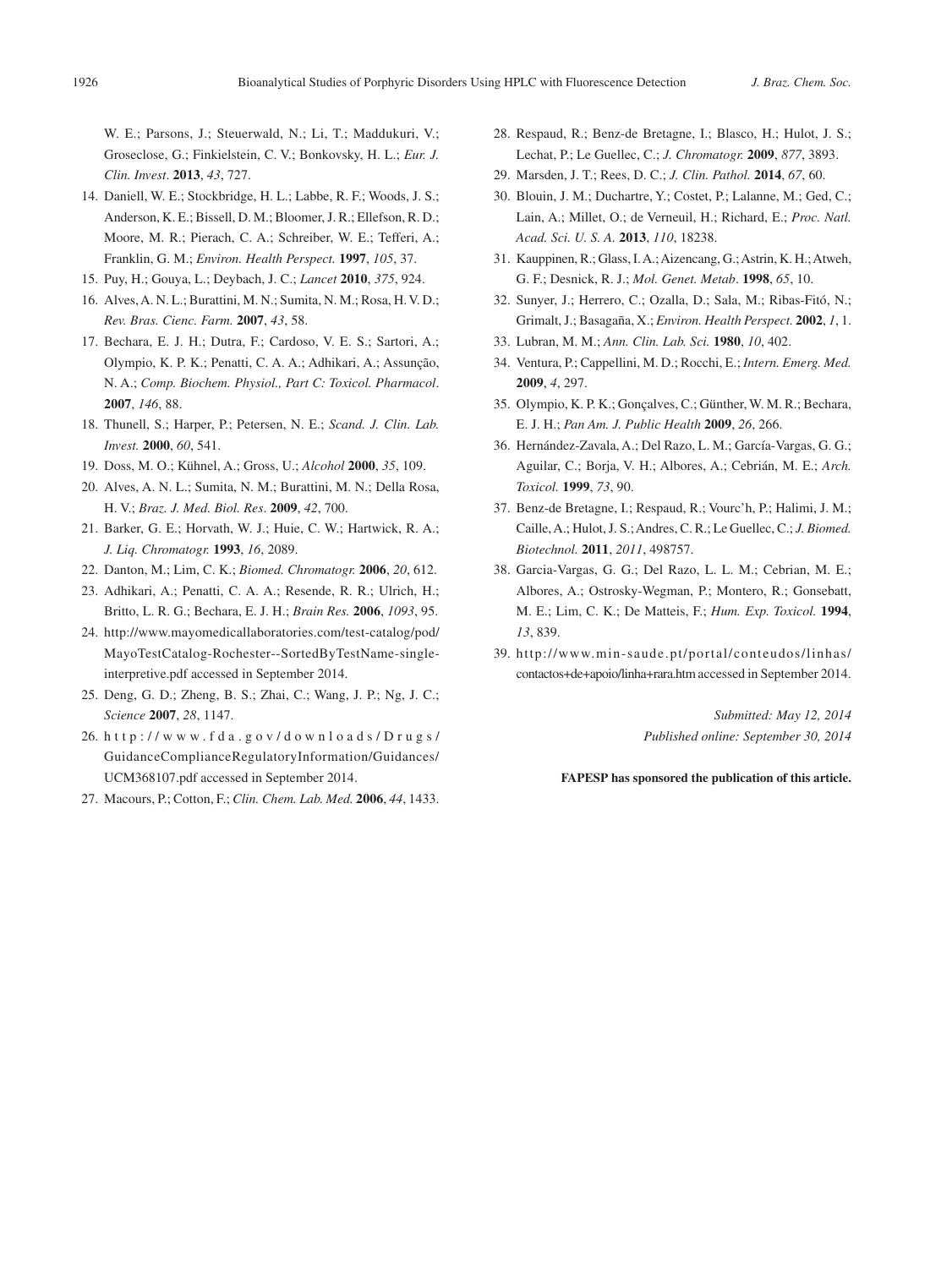W. E.; Parsons, J.; Steuerwald, N.; Li, T.; Maddukuri, V.; Groseclose, G.; Finkielstein, C. V.; Bonkovsky, H. L.; *Eur. J. Clin. Invest*. **2013**, *43*, 727.

14. Daniell, W. E.; Stockbridge, H. L.; Labbe, R. F.; Woods, J. S.; Anderson, K. E.; Bissell, D. M.; Bloomer, J. R.; Ellefson, R. D.; Moore, M. R.; Pierach, C. A.; Schreiber, W. E.; Tefferi, A.; Franklin, G. M.; *Environ. Health Perspect.* **1997**, *105*, 37.
15. Puy, H.; Gouya, L.; Deybach, J. C.; *Lancet* **2010**, *375*, 924.
16. Alves, A. N. L.; Burattini, M. N.; Sumita, N. M.; Rosa, H. V. D.; *Rev. Bras. Cienc. Farm.* **2007**, *43*, 58.
17. Bechara, E. J. H.; Dutra, F.; Cardoso, V. E. S.; Sartori, A.; Olympio, K. P. K.; Penatti, C. A. A.; Adhikari, A.; Assunção, N. A.; *Comp. Biochem. Physiol., Part C: Toxicol. Pharmacol*. **2007**, *146*, 88.
18. Thunell, S.; Harper, P.; Petersen, N. E.; *Scand. J. Clin. Lab. Invest.* **2000**, *60*, 541.
19. Doss, M. O.; Kühnel, A.; Gross, U.; *Alcohol* **2000**, *35*, 109.
20. Alves, A. N. L.; Sumita, N. M.; Burattini, M. N.; Della Rosa, H. V.; *Braz. J. Med. Biol. Res*. **2009**, *42*, 700.
21. Barker, G. E.; Horvath, W. J.; Huie, C. W.; Hartwick, R. A.; *J. Liq. Chromatogr.* **1993**, *16*, 2089.
22. Danton, M.; Lim, C. K.; *Biomed. Chromatogr.* **2006**, *20*, 612.
23. Adhikari, A.; Penatti, C. A. A.; Resende, R. R.; Ulrich, H.; Britto, L. R. G.; Bechara, E. J. H.; *Brain Res.* **2006**, *1093*, 95.
24. http://www.mayomedicallaboratories.com/test-catalog/pod/MayoTestCatalog-Rochester--SortedByTestName-single-interpretive.pdf accessed in September 2014.
25. Deng, G. D.; Zheng, B. S.; Zhai, C.; Wang, J. P.; Ng, J. C.; *Science* **2007**, *28*, 1147.
26. http://www.fda.gov/downloads/Drugs/GuidanceComplianceRegulatoryInformation/Guidances/UCM368107.pdf accessed in September 2014.
27. Macours, P.; Cotton, F.; *Clin. Chem. Lab. Med.* **2006**, *44*, 1433.
28. Respaud, R.; Benz-de Bretagne, I.; Blasco, H.; Hulot, J. S.; Lechat, P.; Le Guellec, C.; *J. Chromatogr.* **2009**, *877*, 3893.
29. Marsden, J. T.; Rees, D. C.; *J. Clin. Pathol.* **2014**, *67*, 60.
30. Blouin, J. M.; Duchartre, Y.; Costet, P.; Lalanne, M.; Ged, C.; Lain, A.; Millet, O.; de Verneuil, H.; Richard, E.; *Proc. Natl. Acad. Sci. U. S. A.* **2013**, *110*, 18238.
31. Kauppinen, R.; Glass, I. A.; Aizencang, G.; Astrin, K. H.; Atweh, G. F.; Desnick, R. J.; *Mol. Genet. Metab*. **1998**, *65*, 10.
32. Sunyer, J.; Herrero, C.; Ozalla, D.; Sala, M.; Ribas-Fitó, N.; Grimalt, J.; Basagaña, X.; *Environ. Health Perspect.* **2002**, *1*, 1.
33. Lubran, M. M.; *Ann. Clin. Lab. Sci.* **1980**, *10*, 402.
34. Ventura, P.; Cappellini, M. D.; Rocchi, E.; *Intern. Emerg. Med.* **2009**, *4*, 297.
35. Olympio, K. P. K.; Gonçalves, C.; Günther, W. M. R.; Bechara, E. J. H.; *Pan Am. J. Public Health* **2009**, *26*, 266.
36. Hernández-Zavala, A.; Del Razo, L. M.; García-Vargas, G. G.; Aguilar, C.; Borja, V. H.; Albores, A.; Cebrián, M. E.; *Arch. Toxicol.* **1999**, *73*, 90.
37. Benz-de Bretagne, I.; Respaud, R.; Vourc'h, P.; Halimi, J. M.; Caille, A.; Hulot, J. S.; Andres, C. R.; Le Guellec, C.; *J. Biomed. Biotechnol.* **2011**, *2011*, 498757.
38. Garcia-Vargas, G. G.; Del Razo, L. L. M.; Cebrian, M. E.; Albores, A.; Ostrosky-Wegman, P.; Montero, R.; Gonsebatt, M. E.; Lim, C. K.; De Matteis, F.; *Hum. Exp. Toxicol.* **1994**, *13*, 839.
39. http://www.min-saude.pt/portal/conteudos/linhas/contactos+de+apoio/linha+rara.htm accessed in September 2014.

*Submitted: May 12, 2014*
*Published online: September 30, 2014*

**FAPESP has sponsored the publication of this article.**